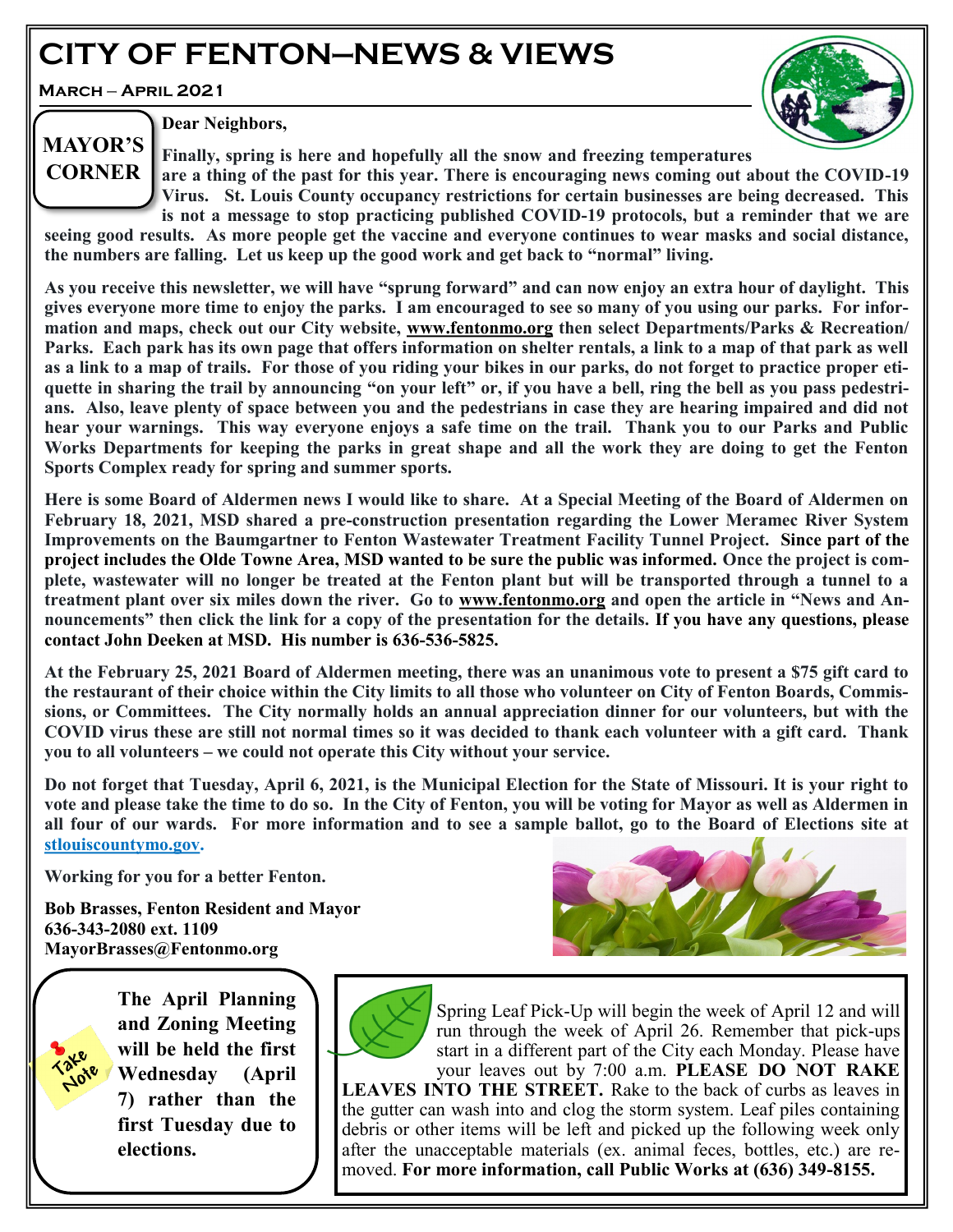# CITY OF FENTON—NEWS & VIEWS

**March – April 2021**

## MAYOR'S CORNER

**Dear Neighbors,**

**Finally, spring is here and hopefully all the snow and freezing temperatures are a thing of the past for this year. There is encouraging news coming out about the COVID-19 Virus. St. Louis County occupancy restrictions for certain businesses are being decreased. This is not a message to stop practicing published COVID-19 protocols, but a reminder that we are seeing good results. As more people get the vaccine and everyone continues to wear masks and social distance, the numbers are falling. Let us keep up the good work and get back to "normal" living.**

**As you receive this newsletter, we will have "sprung forward" and can now enjoy an extra hour of daylight. This gives everyone more time to enjoy the parks. I am encouraged to see so many of you using our parks. For information and maps, check out our City website, www.fentonmo.org then select Departments/Parks & Recreation/Parks. Each park has its own page that offers information on shelter rentals, a link to a map of that park as well as a link to a map of trails. For those of you riding your bikes in our parks, do not forget to practice proper etiquette in sharing the trail by announcing "on your left" or, if you have a bell, ring the bell as you pass pedestrians. Also, leave plenty of space between you and the pedestrians in case they are hearing impaired and did not hear your warnings. This way everyone enjoys a safe time on the trail. Thank you to our Parks and Public Works Departments for keeping the parks in great shape and all the work they are doing to get the Fenton Sports Complex ready for spring and summer sports.**

**Here is some Board of Aldermen news I would like to share. At a Special Meeting of the Board of Aldermen on February 18, 2021, MSD shared a pre-construction presentation regarding the Lower Meramec River System Improvements on the Baumgartner to Fenton Wastewater Treatment Facility Tunnel Project. Since part of the project includes the Olde Towne Area, MSD wanted to be sure the public was informed. Once the project is complete, wastewater will no longer be treated at the Fenton plant but will be transported through a tunnel to a treatment plant over six miles down the river. Go to www.fentonmo.org and open the article in "News and Announcements" then click the link for a copy of the presentation for the details. If you have any questions, please contact John Deeken at MSD. His number is 636-536-5825.**

**At the February 25, 2021 Board of Aldermen meeting, there was an unanimous vote to present a $75 gift card to the restaurant of their choice within the City limits to all those who volunteer on City of Fenton Boards, Commissions, or Committees. The City normally holds an annual appreciation dinner for our volunteers, but with the COVID virus these are still not normal times so it was decided to thank each volunteer with a gift card. Thank you to all volunteers – we could not operate this City without your service.**

**Do not forget that Tuesday, April 6, 2021, is the Municipal Election for the State of Missouri. It is your right to vote and please take the time to do so. In the City of Fenton, you will be voting for Mayor as well as Aldermen in all four of our wards. For more information and to see a sample ballot, go to the Board of Elections site at stlouiscountymo.gov.**

**Working for you for a better Fenton.**

**Bob Brasses, Fenton Resident and Mayor**
**636-343-2080 ext. 1109**
**MayorBrasses@Fentonmo.org**

---

Take Note

**The April Planning and Zoning Meeting will be held the first Wednesday (April 7) rather than the first Tuesday due to elections.**

---

Spring Leaf Pick-Up will begin the week of April 12 and will run through the week of April 26. Remember that pick-ups start in a different part of the City each Monday. Please have your leaves out by 7:00 a.m. **PLEASE DO NOT RAKE LEAVES INTO THE STREET.** Rake to the back of curbs as leaves in the gutter can wash into and clog the storm system. Leaf piles containing debris or other items will be left and picked up the following week only after the unacceptable materials (ex. animal feces, bottles, etc.) are removed. **For more information, call Public Works at (636) 349-8155.**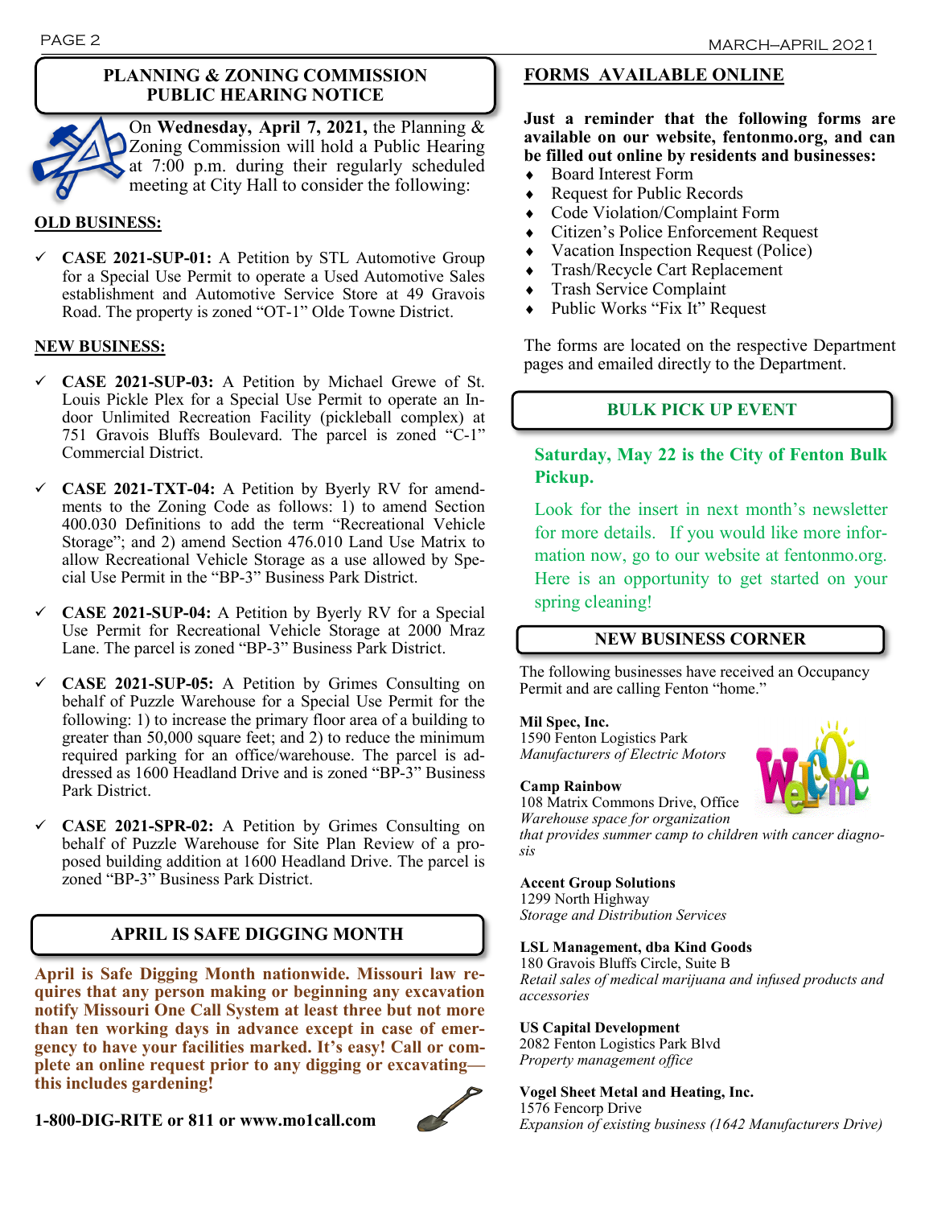## PLANNING & ZONING COMMISSION PUBLIC HEARING NOTICE

On **Wednesday, April 7, 2021,** the Planning & Zoning Commission will hold a Public Hearing at 7:00 p.m. during their regularly scheduled meeting at City Hall to consider the following:

**OLD BUSINESS:**

- ✓ **CASE 2021-SUP-01:** A Petition by STL Automotive Group for a Special Use Permit to operate a Used Automotive Sales establishment and Automotive Service Store at 49 Gravois Road. The property is zoned "OT-1" Olde Towne District.

**NEW BUSINESS:**

- ✓ **CASE 2021-SUP-03:** A Petition by Michael Grewe of St. Louis Pickle Plex for a Special Use Permit to operate an Indoor Unlimited Recreation Facility (pickleball complex) at 751 Gravois Bluffs Boulevard. The parcel is zoned "C-1" Commercial District.
- ✓ **CASE 2021-TXT-04:** A Petition by Byerly RV for amendments to the Zoning Code as follows: 1) to amend Section 400.030 Definitions to add the term "Recreational Vehicle Storage"; and 2) amend Section 476.010 Land Use Matrix to allow Recreational Vehicle Storage as a use allowed by Special Use Permit in the "BP-3" Business Park District.
- ✓ **CASE 2021-SUP-04:** A Petition by Byerly RV for a Special Use Permit for Recreational Vehicle Storage at 2000 Mraz Lane. The parcel is zoned "BP-3" Business Park District.
- ✓ **CASE 2021-SUP-05:** A Petition by Grimes Consulting on behalf of Puzzle Warehouse for a Special Use Permit for the following: 1) to increase the primary floor area of a building to greater than 50,000 square feet; and 2) to reduce the minimum required parking for an office/warehouse. The parcel is addressed as 1600 Headland Drive and is zoned "BP-3" Business Park District.
- ✓ **CASE 2021-SPR-02:** A Petition by Grimes Consulting on behalf of Puzzle Warehouse for Site Plan Review of a proposed building addition at 1600 Headland Drive. The parcel is zoned "BP-3" Business Park District.

## APRIL IS SAFE DIGGING MONTH

**April is Safe Digging Month nationwide. Missouri law requires that any person making or beginning any excavation notify Missouri One Call System at least three but not more than ten working days in advance except in case of emergency to have your facilities marked. It's easy! Call or complete an online request prior to any digging or excavating—this includes gardening!**

**1-800-DIG-RITE or 811 or www.mo1call.com**

## FORMS AVAILABLE ONLINE

**Just a reminder that the following forms are available on our website, fentonmo.org, and can be filled out online by residents and businesses:**

- Board Interest Form
- Request for Public Records
- Code Violation/Complaint Form
- Citizen's Police Enforcement Request
- Vacation Inspection Request (Police)
- Trash/Recycle Cart Replacement
- Trash Service Complaint
- Public Works "Fix It" Request

The forms are located on the respective Department pages and emailed directly to the Department.

## BULK PICK UP EVENT

**Saturday, May 22 is the City of Fenton Bulk Pickup.**

Look for the insert in next month's newsletter for more details. If you would like more information now, go to our website at fentonmo.org. Here is an opportunity to get started on your spring cleaning!

## NEW BUSINESS CORNER

The following businesses have received an Occupancy Permit and are calling Fenton "home."

**Mil Spec, Inc.**
1590 Fenton Logistics Park
*Manufacturers of Electric Motors*

**Camp Rainbow**
108 Matrix Commons Drive, Office
*Warehouse space for organization that provides summer camp to children with cancer diagnosis*

**Accent Group Solutions**
1299 North Highway
*Storage and Distribution Services*

**LSL Management, dba Kind Goods**
180 Gravois Bluffs Circle, Suite B
*Retail sales of medical marijuana and infused products and accessories*

**US Capital Development**
2082 Fenton Logistics Park Blvd
*Property management office*

**Vogel Sheet Metal and Heating, Inc.**
1576 Fencorp Drive
*Expansion of existing business (1642 Manufacturers Drive)*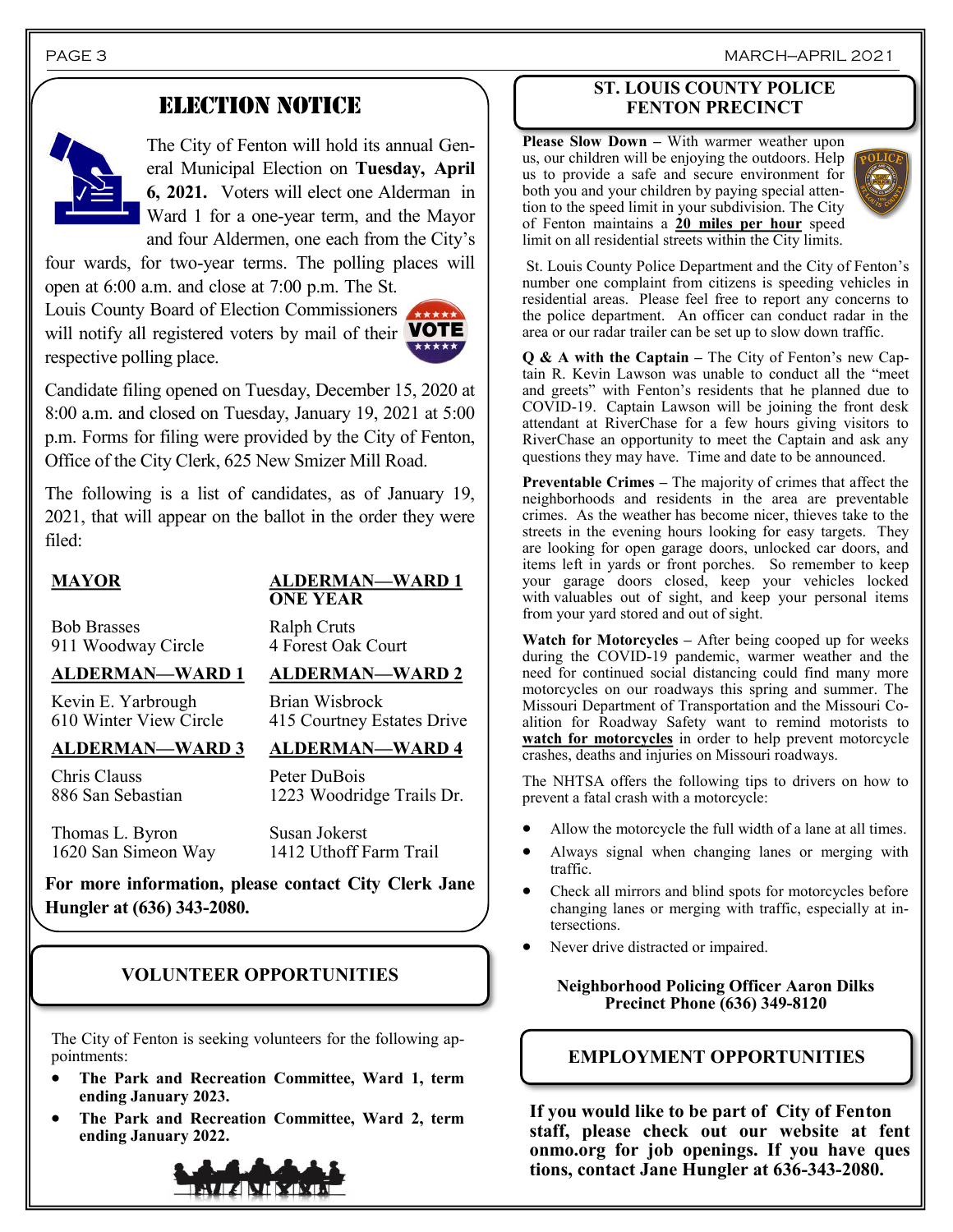## ELECTION NOTICE

The City of Fenton will hold its annual General Municipal Election on **Tuesday, April 6, 2021.** Voters will elect one Alderman in Ward 1 for a one-year term, and the Mayor and four Aldermen, one each from the City's four wards, for two-year terms. The polling places will open at 6:00 a.m. and close at 7:00 p.m. The St. Louis County Board of Election Commissioners will notify all registered voters by mail of their respective polling place.

Candidate filing opened on Tuesday, December 15, 2020 at 8:00 a.m. and closed on Tuesday, January 19, 2021 at 5:00 p.m. Forms for filing were provided by the City of Fenton, Office of the City Clerk, 625 New Smizer Mill Road.

The following is a list of candidates, as of January 19, 2021, that will appear on the ballot in the order they were filed:

**MAYOR**

Bob Brasses
911 Woodway Circle

**ALDERMAN—WARD 1 ONE YEAR**

Ralph Cruts
4 Forest Oak Court

**ALDERMAN—WARD 1**

Kevin E. Yarbrough
610 Winter View Circle

**ALDERMAN—WARD 2**

Brian Wisbrock
415 Courtney Estates Drive

**ALDERMAN—WARD 3**

Chris Clauss
886 San Sebastian

Thomas L. Byron
1620 San Simeon Way

**ALDERMAN—WARD 4**

Peter DuBois
1223 Woodridge Trails Dr.

Susan Jokerst
1412 Uthoff Farm Trail

**For more information, please contact City Clerk Jane Hungler at (636) 343-2080.**

## VOLUNTEER OPPORTUNITIES

The City of Fenton is seeking volunteers for the following appointments:

- **The Park and Recreation Committee, Ward 1, term ending January 2023.**
- **The Park and Recreation Committee, Ward 2, term ending January 2022.**

## ST. LOUIS COUNTY POLICE FENTON PRECINCT

**Please Slow Down –** With warmer weather upon us, our children will be enjoying the outdoors. Help us to provide a safe and secure environment for both you and your children by paying special attention to the speed limit in your subdivision. The City of Fenton maintains a **20 miles per hour** speed limit on all residential streets within the City limits.

St. Louis County Police Department and the City of Fenton's number one complaint from citizens is speeding vehicles in residential areas. Please feel free to report any concerns to the police department. An officer can conduct radar in the area or our radar trailer can be set up to slow down traffic.

**Q & A with the Captain –** The City of Fenton's new Captain R. Kevin Lawson was unable to conduct all the "meet and greets" with Fenton's residents that he planned due to COVID-19. Captain Lawson will be joining the front desk attendant at RiverChase for a few hours giving visitors to RiverChase an opportunity to meet the Captain and ask any questions they may have. Time and date to be announced.

**Preventable Crimes –** The majority of crimes that affect the neighborhoods and residents in the area are preventable crimes. As the weather has become nicer, thieves take to the streets in the evening hours looking for easy targets. They are looking for open garage doors, unlocked car doors, and items left in yards or front porches. So remember to keep your garage doors closed, keep your vehicles locked with valuables out of sight, and keep your personal items from your yard stored and out of sight.

**Watch for Motorcycles –** After being cooped up for weeks during the COVID-19 pandemic, warmer weather and the need for continued social distancing could find many more motorcycles on our roadways this spring and summer. The Missouri Department of Transportation and the Missouri Coalition for Roadway Safety want to remind motorists to **watch for motorcycles** in order to help prevent motorcycle crashes, deaths and injuries on Missouri roadways.

The NHTSA offers the following tips to drivers on how to prevent a fatal crash with a motorcycle:

- Allow the motorcycle the full width of a lane at all times.
- Always signal when changing lanes or merging with traffic.
- Check all mirrors and blind spots for motorcycles before changing lanes or merging with traffic, especially at intersections.
- Never drive distracted or impaired.

**Neighborhood Policing Officer Aaron Dilks**
**Precinct Phone (636) 349-8120**

## EMPLOYMENT OPPORTUNITIES

**If you would like to be part of City of Fenton staff, please check out our website at fentonmo.org for job openings. If you have questions, contact Jane Hungler at 636-343-2080.**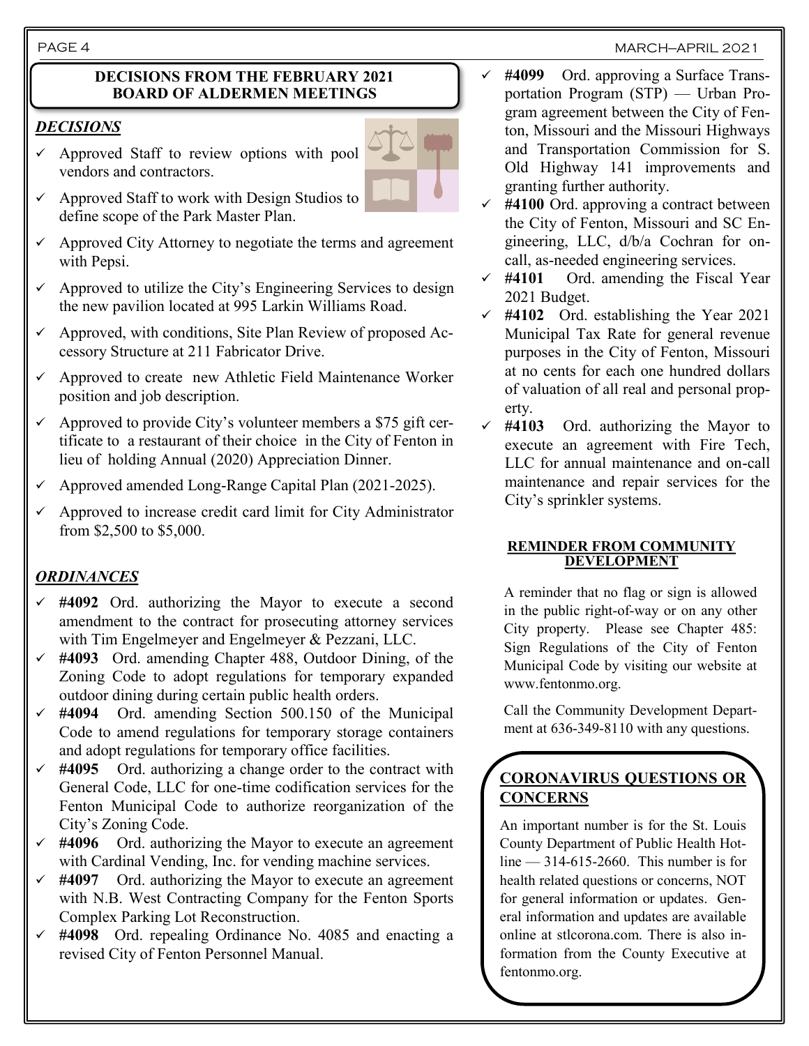## DECISIONS FROM THE FEBRUARY 2021 BOARD OF ALDERMEN MEETINGS

### *DECISIONS*

- ✓ Approved Staff to review options with pool vendors and contractors.
- ✓ Approved Staff to work with Design Studios to define scope of the Park Master Plan.
- ✓ Approved City Attorney to negotiate the terms and agreement with Pepsi.
- ✓ Approved to utilize the City's Engineering Services to design the new pavilion located at 995 Larkin Williams Road.
- ✓ Approved, with conditions, Site Plan Review of proposed Accessory Structure at 211 Fabricator Drive.
- ✓ Approved to create new Athletic Field Maintenance Worker position and job description.
- ✓ Approved to provide City's volunteer members a $75 gift certificate to a restaurant of their choice in the City of Fenton in lieu of holding Annual (2020) Appreciation Dinner.
- ✓ Approved amended Long-Range Capital Plan (2021-2025).
- ✓ Approved to increase credit card limit for City Administrator from $2,500 to $5,000.

### *ORDINANCES*

- ✓ **#4092** Ord. authorizing the Mayor to execute a second amendment to the contract for prosecuting attorney services with Tim Engelmeyer and Engelmeyer & Pezzani, LLC.
- ✓ **#4093** Ord. amending Chapter 488, Outdoor Dining, of the Zoning Code to adopt regulations for temporary expanded outdoor dining during certain public health orders.
- ✓ **#4094** Ord. amending Section 500.150 of the Municipal Code to amend regulations for temporary storage containers and adopt regulations for temporary office facilities.
- ✓ **#4095** Ord. authorizing a change order to the contract with General Code, LLC for one-time codification services for the Fenton Municipal Code to authorize reorganization of the City's Zoning Code.
- ✓ **#4096** Ord. authorizing the Mayor to execute an agreement with Cardinal Vending, Inc. for vending machine services.
- ✓ **#4097** Ord. authorizing the Mayor to execute an agreement with N.B. West Contracting Company for the Fenton Sports Complex Parking Lot Reconstruction.
- ✓ **#4098** Ord. repealing Ordinance No. 4085 and enacting a revised City of Fenton Personnel Manual.
- ✓ **#4099** Ord. approving a Surface Transportation Program (STP) — Urban Program agreement between the City of Fenton, Missouri and the Missouri Highways and Transportation Commission for S. Old Highway 141 improvements and granting further authority.
- ✓ **#4100** Ord. approving a contract between the City of Fenton, Missouri and SC Engineering, LLC, d/b/a Cochran for on-call, as-needed engineering services.
- ✓ **#4101** Ord. amending the Fiscal Year 2021 Budget.
- ✓ **#4102** Ord. establishing the Year 2021 Municipal Tax Rate for general revenue purposes in the City of Fenton, Missouri at no cents for each one hundred dollars of valuation of all real and personal property.
- ✓ **#4103** Ord. authorizing the Mayor to execute an agreement with Fire Tech, LLC for annual maintenance and on-call maintenance and repair services for the City's sprinkler systems.

## REMINDER FROM COMMUNITY DEVELOPMENT

A reminder that no flag or sign is allowed in the public right-of-way or on any other City property. Please see Chapter 485: Sign Regulations of the City of Fenton Municipal Code by visiting our website at www.fentonmo.org.

Call the Community Development Department at 636-349-8110 with any questions.

## CORONAVIRUS QUESTIONS OR CONCERNS

An important number is for the St. Louis County Department of Public Health Hotline — 314-615-2660. This number is for health related questions or concerns, NOT for general information or updates. General information and updates are available online at stlcorona.com. There is also information from the County Executive at fentonmo.org.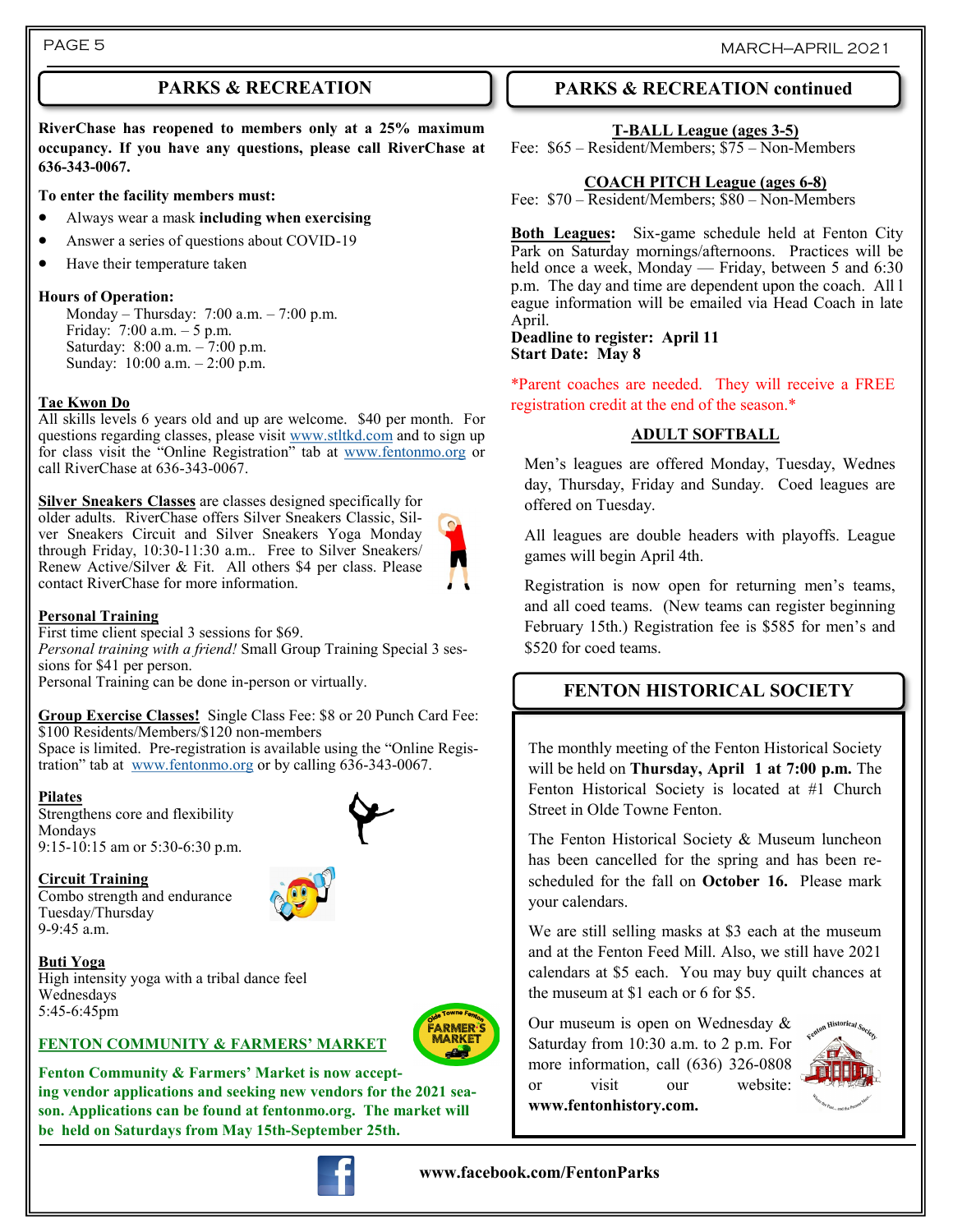## PARKS & RECREATION

**RiverChase has reopened to members only at a 25% maximum occupancy. If you have any questions, please call RiverChase at 636-343-0067.**

**To enter the facility members must:**

- Always wear a mask **including when exercising**
- Answer a series of questions about COVID-19
- Have their temperature taken

**Hours of Operation:**

Monday – Thursday: 7:00 a.m. – 7:00 p.m.
Friday: 7:00 a.m. – 5 p.m.
Saturday: 8:00 a.m. – 7:00 p.m.
Sunday: 10:00 a.m. – 2:00 p.m.

**Tae Kwon Do**
All skills levels 6 years old and up are welcome. $40 per month. For questions regarding classes, please visit www.stltkd.com and to sign up for class visit the "Online Registration" tab at www.fentonmo.org or call RiverChase at 636-343-0067.

**Silver Sneakers Classes** are classes designed specifically for older adults. RiverChase offers Silver Sneakers Classic, Silver Sneakers Circuit and Silver Sneakers Yoga Monday through Friday, 10:30-11:30 a.m.. Free to Silver Sneakers/ Renew Active/Silver & Fit. All others $4 per class. Please contact RiverChase for more information.

**Personal Training**
First time client special 3 sessions for $69.
*Personal training with a friend!* Small Group Training Special 3 sessions for $41 per person.
Personal Training can be done in-person or virtually.

**Group Exercise Classes!** Single Class Fee: $8 or 20 Punch Card Fee: $100 Residents/Members/$120 non-members
Space is limited. Pre-registration is available using the "Online Registration" tab at www.fentonmo.org or by calling 636-343-0067.

**Pilates**
Strengthens core and flexibility
Mondays
9:15-10:15 am or 5:30-6:30 p.m.

**Circuit Training**
Combo strength and endurance
Tuesday/Thursday
9-9:45 a.m.

**Buti Yoga**
High intensity yoga with a tribal dance feel
Wednesdays
5:45-6:45pm

**FENTON COMMUNITY & FARMERS' MARKET**

**Fenton Community & Farmers' Market is now accepting vendor applications and seeking new vendors for the 2021 season. Applications can be found at fentonmo.org. The market will be held on Saturdays from May 15th-September 25th.**

## PARKS & RECREATION continued

**T-BALL League (ages 3-5)**
Fee: $65 – Resident/Members; $75 – Non-Members

**COACH PITCH League (ages 6-8)**
Fee: $70 – Resident/Members; $80 – Non-Members

**Both Leagues:** Six-game schedule held at Fenton City Park on Saturday mornings/afternoons. Practices will be held once a week, Monday — Friday, between 5 and 6:30 p.m. The day and time are dependent upon the coach. All league information will be emailed via Head Coach in late April.
**Deadline to register: April 11**
**Start Date: May 8**

*Parent coaches are needed. They will receive a FREE registration credit at the end of the season.*

**ADULT SOFTBALL**

Men's leagues are offered Monday, Tuesday, Wednesday, Thursday, Friday and Sunday. Coed leagues are offered on Tuesday.

All leagues are double headers with playoffs. League games will begin April 4th.

Registration is now open for returning men's teams, and all coed teams. (New teams can register beginning February 15th.) Registration fee is $585 for men's and $520 for coed teams.

## FENTON HISTORICAL SOCIETY

The monthly meeting of the Fenton Historical Society will be held on **Thursday, April 1 at 7:00 p.m.** The Fenton Historical Society is located at #1 Church Street in Olde Towne Fenton.

The Fenton Historical Society & Museum luncheon has been cancelled for the spring and has been rescheduled for the fall on **October 16.** Please mark your calendars.

We are still selling masks at $3 each at the museum and at the Fenton Feed Mill. Also, we still have 2021 calendars at $5 each. You may buy quilt chances at the museum at $1 each or 6 for $5.

Our museum is open on Wednesday & Saturday from 10:30 a.m. to 2 p.m. For more information, call (636) 326-0808 or visit our website: **www.fentonhistory.com.**

**www.facebook.com/FentonParks**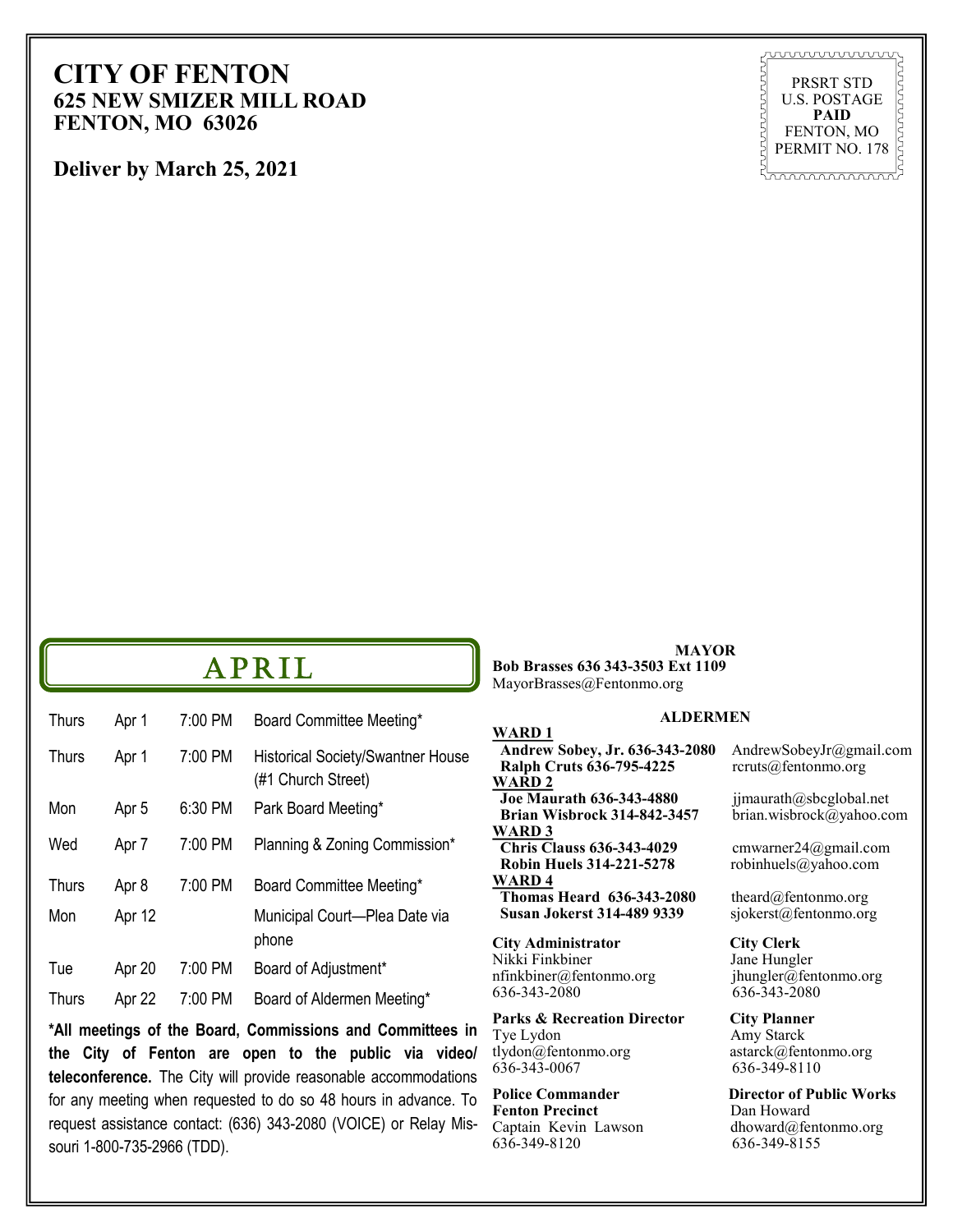# CITY OF FENTON
**625 NEW SMIZER MILL ROAD**
**FENTON, MO 63026**

**Deliver by March 25, 2021**

PRSRT STD
U.S. POSTAGE
**PAID**
FENTON, MO
PERMIT NO. 178

## APRIL

| | | | |
|---|---|---|---|
| Thurs | Apr 1 | 7:00 PM | Board Committee Meeting* |
| Thurs | Apr 1 | 7:00 PM | Historical Society/Swantner House (#1 Church Street) |
| Mon | Apr 5 | 6:30 PM | Park Board Meeting* |
| Wed | Apr 7 | 7:00 PM | Planning & Zoning Commission* |
| Thurs | Apr 8 | 7:00 PM | Board Committee Meeting* |
| Mon | Apr 12 | | Municipal Court—Plea Date via phone |
| Tue | Apr 20 | 7:00 PM | Board of Adjustment* |
| Thurs | Apr 22 | 7:00 PM | Board of Aldermen Meeting* |

**\*All meetings of the Board, Commissions and Committees in the City of Fenton are open to the public via video/teleconference.** The City will provide reasonable accommodations for any meeting when requested to do so 48 hours in advance. To request assistance contact: (636) 343-2080 (VOICE) or Relay Missouri 1-800-735-2966 (TDD).

**MAYOR**
**Bob Brasses 636 343-3503 Ext 1109**
MayorBrasses@Fentonmo.org

**ALDERMEN**

**WARD 1**
**Andrew Sobey, Jr. 636-343-2080** AndrewSobeyJr@gmail.com
**Ralph Cruts 636-795-4225** rcruts@fentonmo.org

**WARD 2**
**Joe Maurath 636-343-4880** jjmaurath@sbcglobal.net
**Brian Wisbrock 314-842-3457** brian.wisbrock@yahoo.com

**WARD 3**
**Chris Clauss 636-343-4029** cmwarner24@gmail.com
**Robin Huels 314-221-5278** robinhuels@yahoo.com

**WARD 4**
**Thomas Heard 636-343-2080** theard@fentonmo.org
**Susan Jokerst 314-489 9339** sjokerst@fentonmo.org

**City Administrator**
Nikki Finkbiner
nfinkbiner@fentonmo.org
636-343-2080

**City Clerk**
Jane Hungler
jhungler@fentonmo.org
636-343-2080

**Parks & Recreation Director**
Tye Lydon
tlydon@fentonmo.org
636-343-0067

**City Planner**
Amy Starck
astarck@fentonmo.org
636-349-8110

**Police Commander**
**Fenton Precinct**
Captain Kevin Lawson
636-349-8120

**Director of Public Works**
Dan Howard
dhoward@fentonmo.org
636-349-8155